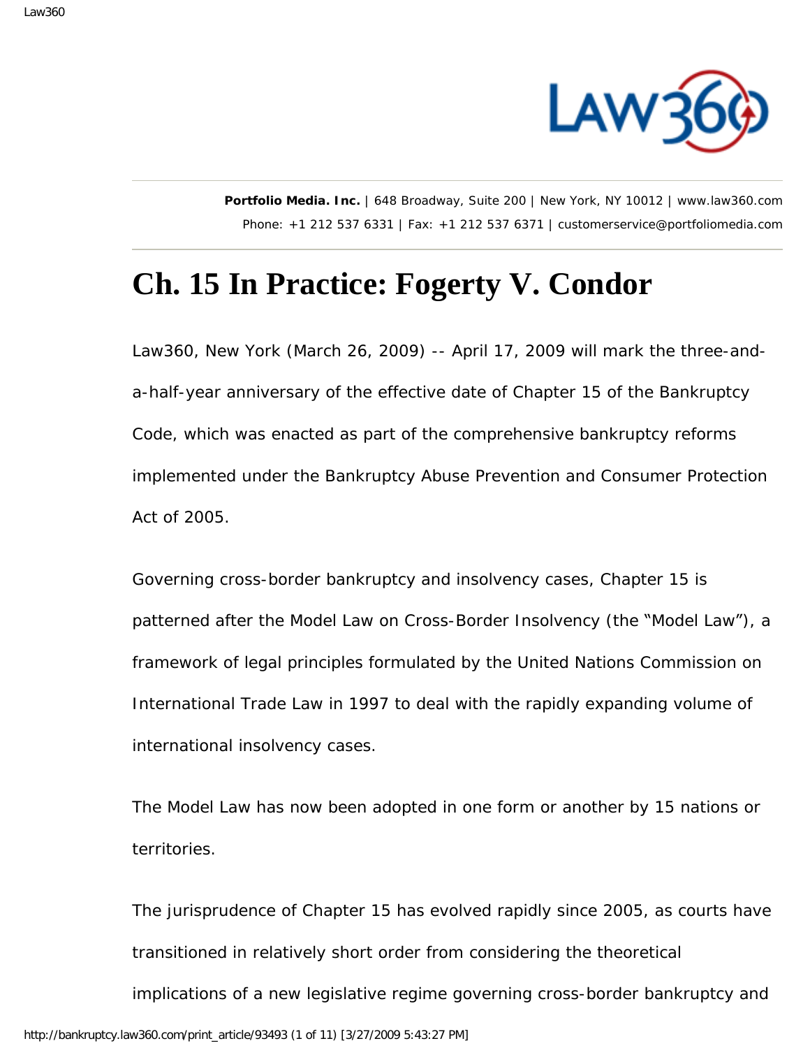Portfolio Media. Inc. | 648 Broadway, Suite 200 | New York, NY 10012 | www.law360.com
Phone: +1 212 537 6331 | Fax: +1 212 537 6371 | customerservice@portfoliomedia.com

# Ch. 15 In Practice: Fogerty V. Condor

Law360, New York (March 26, 2009) -- April 17, 2009 will mark the three-and-a-half-year anniversary of the effective date of Chapter 15 of the Bankruptcy Code, which was enacted as part of the comprehensive bankruptcy reforms implemented under the Bankruptcy Abuse Prevention and Consumer Protection Act of 2005.

Governing cross-border bankruptcy and insolvency cases, Chapter 15 is patterned after the Model Law on Cross-Border Insolvency (the "Model Law"), a framework of legal principles formulated by the United Nations Commission on International Trade Law in 1997 to deal with the rapidly expanding volume of international insolvency cases.

The Model Law has now been adopted in one form or another by 15 nations or territories.

The jurisprudence of Chapter 15 has evolved rapidly since 2005, as courts have transitioned in relatively short order from considering the theoretical implications of a new legislative regime governing cross-border bankruptcy and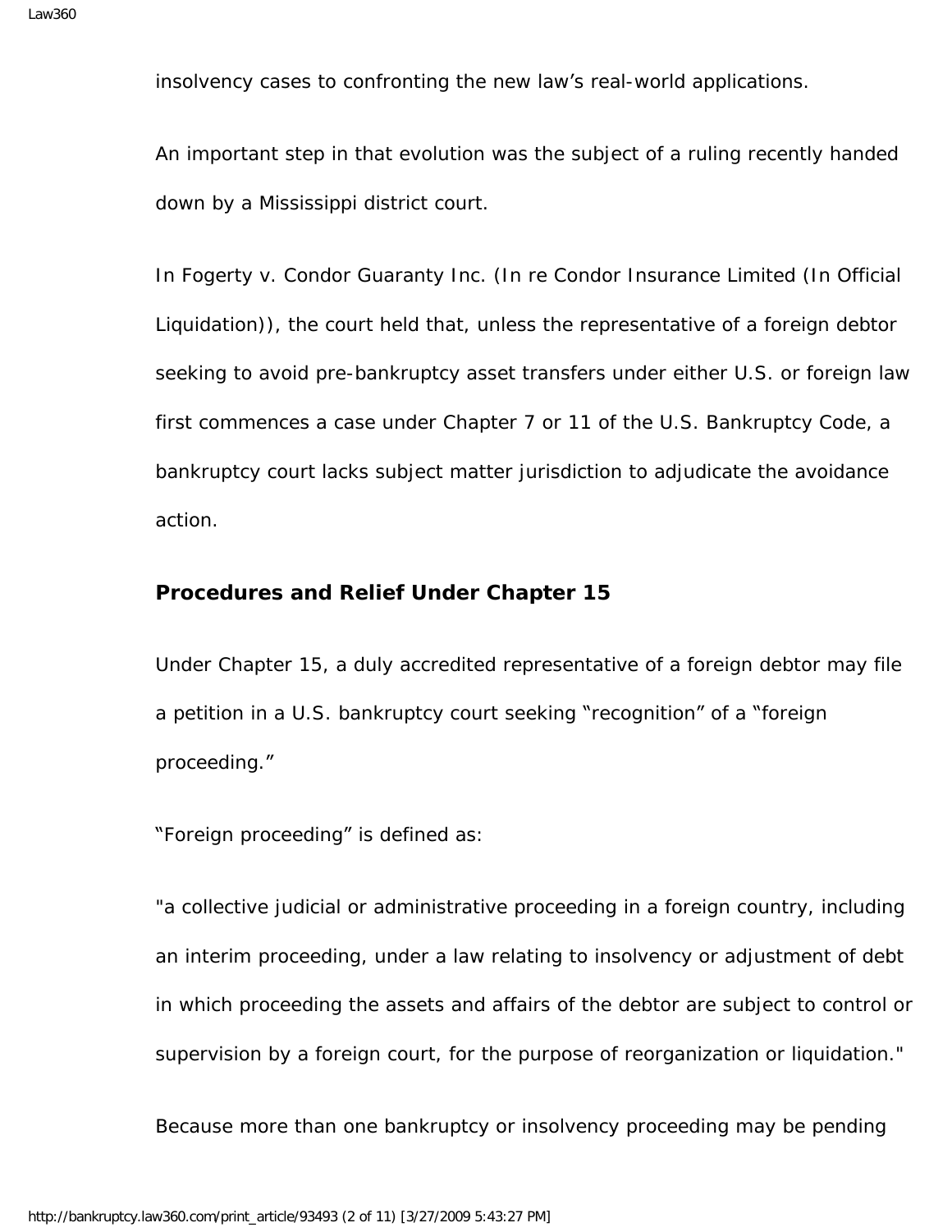insolvency cases to confronting the new law's real-world applications.

An important step in that evolution was the subject of a ruling recently handed down by a Mississippi district court.

In Fogerty v. Condor Guaranty Inc. (In re Condor Insurance Limited (In Official Liquidation)), the court held that, unless the representative of a foreign debtor seeking to avoid pre-bankruptcy asset transfers under either U.S. or foreign law first commences a case under Chapter 7 or 11 of the U.S. Bankruptcy Code, a bankruptcy court lacks subject matter jurisdiction to adjudicate the avoidance action.

## Procedures and Relief Under Chapter 15

Under Chapter 15, a duly accredited representative of a foreign debtor may file a petition in a U.S. bankruptcy court seeking "recognition" of a "foreign proceeding."

"Foreign proceeding" is defined as:

"a collective judicial or administrative proceeding in a foreign country, including an interim proceeding, under a law relating to insolvency or adjustment of debt in which proceeding the assets and affairs of the debtor are subject to control or supervision by a foreign court, for the purpose of reorganization or liquidation."

Because more than one bankruptcy or insolvency proceeding may be pending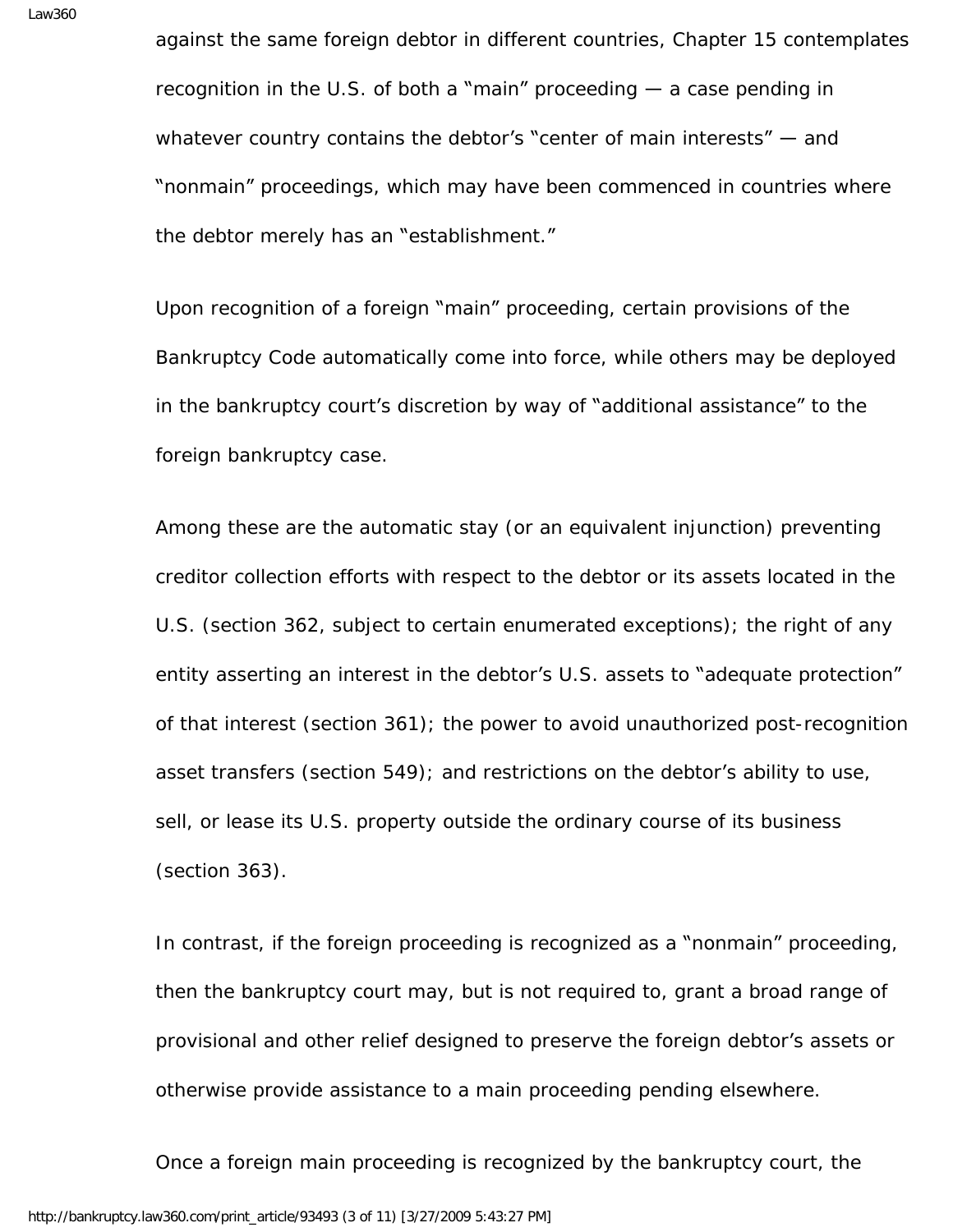against the same foreign debtor in different countries, Chapter 15 contemplates recognition in the U.S. of both a "main" proceeding — a case pending in whatever country contains the debtor's "center of main interests" — and "nonmain" proceedings, which may have been commenced in countries where the debtor merely has an "establishment."

Upon recognition of a foreign "main" proceeding, certain provisions of the Bankruptcy Code automatically come into force, while others may be deployed in the bankruptcy court's discretion by way of "additional assistance" to the foreign bankruptcy case.

Among these are the automatic stay (or an equivalent injunction) preventing creditor collection efforts with respect to the debtor or its assets located in the U.S. (section 362, subject to certain enumerated exceptions); the right of any entity asserting an interest in the debtor's U.S. assets to "adequate protection" of that interest (section 361); the power to avoid unauthorized post-recognition asset transfers (section 549); and restrictions on the debtor's ability to use, sell, or lease its U.S. property outside the ordinary course of its business (section 363).

In contrast, if the foreign proceeding is recognized as a "nonmain" proceeding, then the bankruptcy court may, but is not required to, grant a broad range of provisional and other relief designed to preserve the foreign debtor's assets or otherwise provide assistance to a main proceeding pending elsewhere.

Once a foreign main proceeding is recognized by the bankruptcy court, the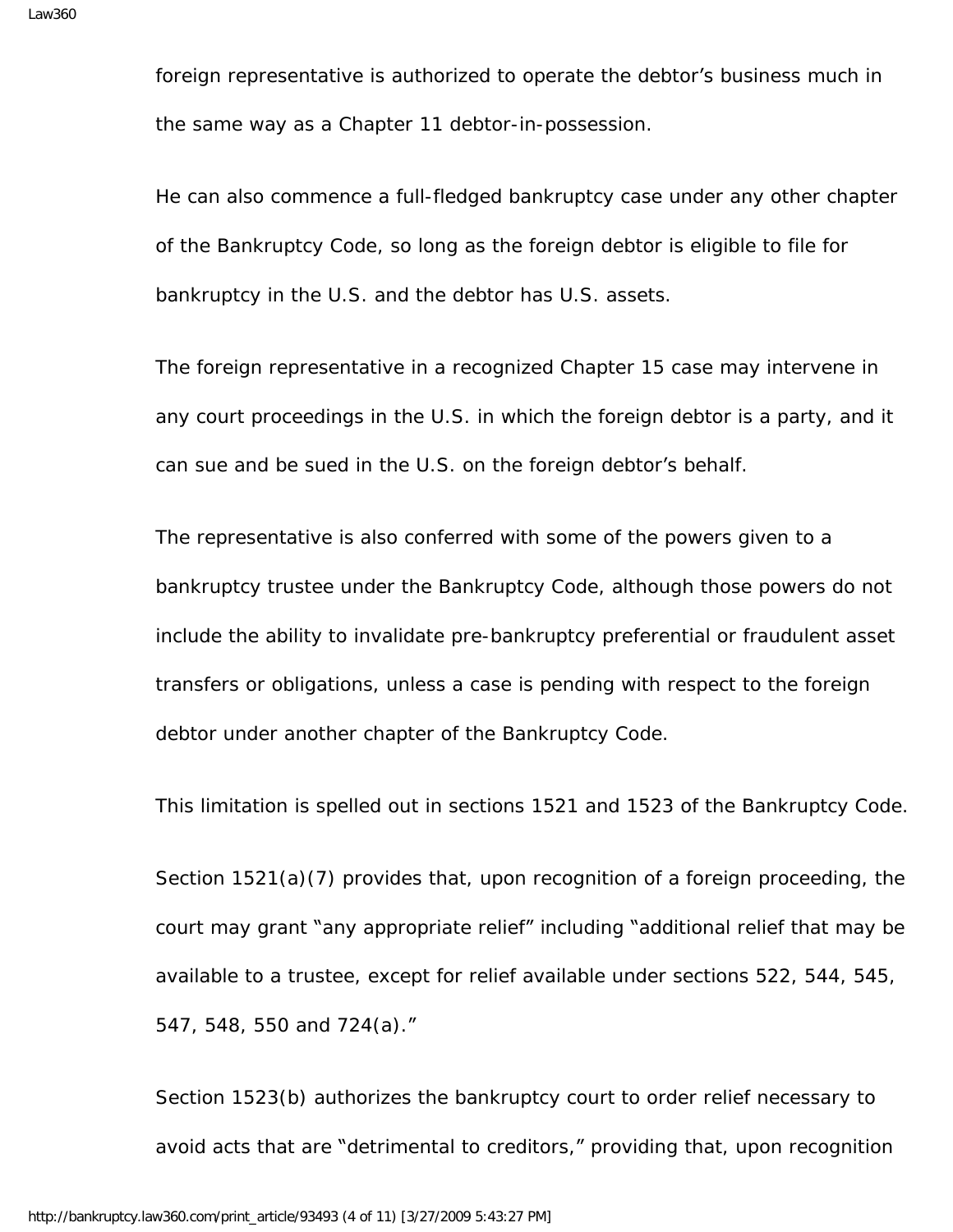foreign representative is authorized to operate the debtor's business much in the same way as a Chapter 11 debtor-in-possession.

He can also commence a full-fledged bankruptcy case under any other chapter of the Bankruptcy Code, so long as the foreign debtor is eligible to file for bankruptcy in the U.S. and the debtor has U.S. assets.

The foreign representative in a recognized Chapter 15 case may intervene in any court proceedings in the U.S. in which the foreign debtor is a party, and it can sue and be sued in the U.S. on the foreign debtor's behalf.

The representative is also conferred with some of the powers given to a bankruptcy trustee under the Bankruptcy Code, although those powers do not include the ability to invalidate pre-bankruptcy preferential or fraudulent asset transfers or obligations, unless a case is pending with respect to the foreign debtor under another chapter of the Bankruptcy Code.

This limitation is spelled out in sections 1521 and 1523 of the Bankruptcy Code.

Section 1521(a)(7) provides that, upon recognition of a foreign proceeding, the court may grant "any appropriate relief" including "additional relief that may be available to a trustee, except for relief available under sections 522, 544, 545, 547, 548, 550 and 724(a)."

Section 1523(b) authorizes the bankruptcy court to order relief necessary to avoid acts that are "detrimental to creditors," providing that, upon recognition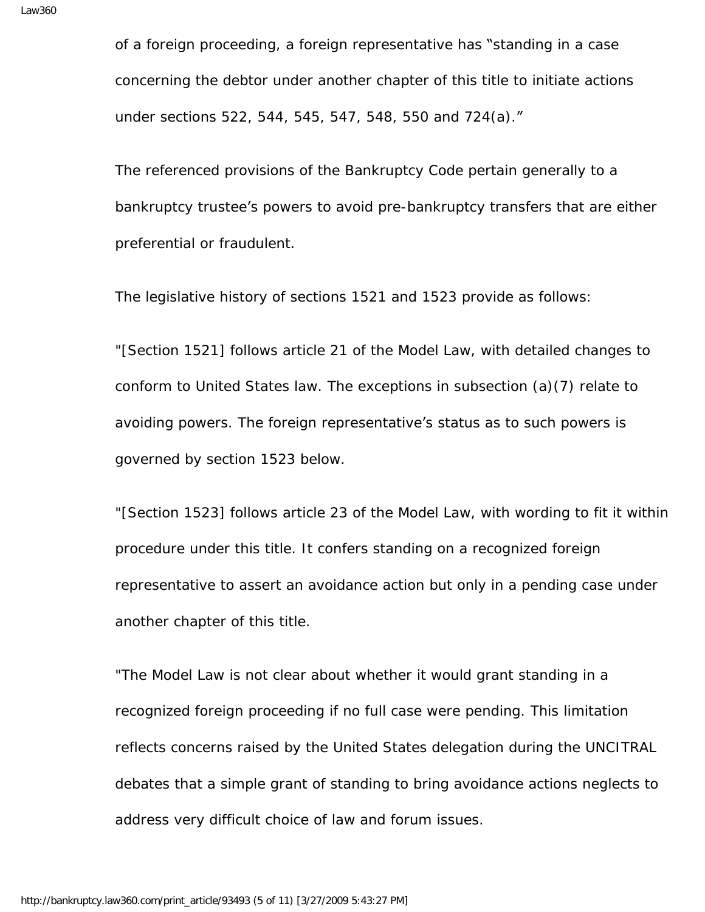of a foreign proceeding, a foreign representative has "standing in a case concerning the debtor under another chapter of this title to initiate actions under sections 522, 544, 545, 547, 548, 550 and 724(a)."

The referenced provisions of the Bankruptcy Code pertain generally to a bankruptcy trustee's powers to avoid pre-bankruptcy transfers that are either preferential or fraudulent.

The legislative history of sections 1521 and 1523 provide as follows:

"[Section 1521] follows article 21 of the Model Law, with detailed changes to conform to United States law. The exceptions in subsection (a)(7) relate to avoiding powers. The foreign representative's status as to such powers is governed by section 1523 below.

"[Section 1523] follows article 23 of the Model Law, with wording to fit it within procedure under this title. It confers standing on a recognized foreign representative to assert an avoidance action but only in a pending case under another chapter of this title.

"The Model Law is not clear about whether it would grant standing in a recognized foreign proceeding if no full case were pending. This limitation reflects concerns raised by the United States delegation during the UNCITRAL debates that a simple grant of standing to bring avoidance actions neglects to address very difficult choice of law and forum issues.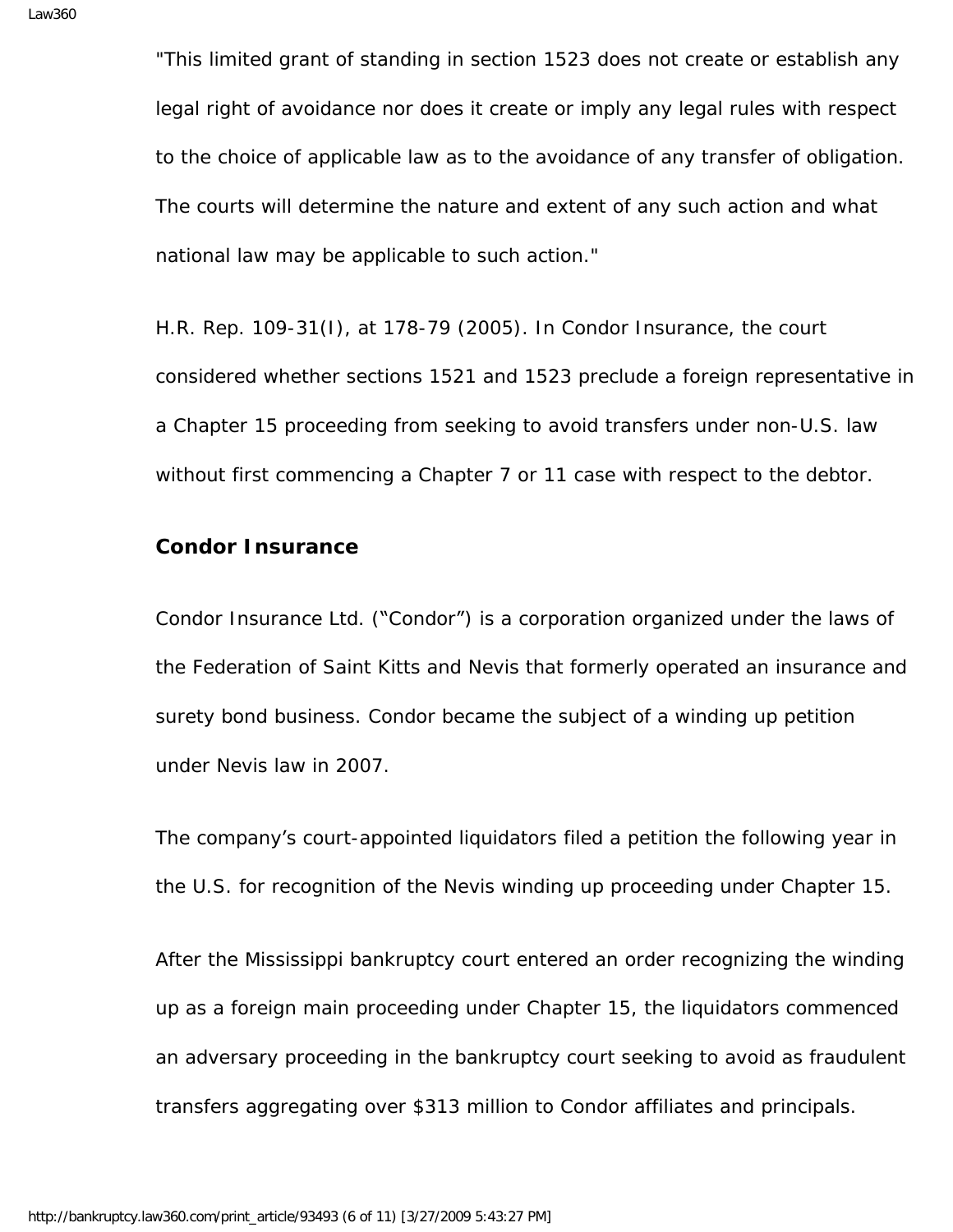"This limited grant of standing in section 1523 does not create or establish any legal right of avoidance nor does it create or imply any legal rules with respect to the choice of applicable law as to the avoidance of any transfer of obligation. The courts will determine the nature and extent of any such action and what national law may be applicable to such action."

H.R. Rep. 109-31(I), at 178-79 (2005). In Condor Insurance, the court considered whether sections 1521 and 1523 preclude a foreign representative in a Chapter 15 proceeding from seeking to avoid transfers under non-U.S. law without first commencing a Chapter 7 or 11 case with respect to the debtor.

**Condor Insurance**

Condor Insurance Ltd. ("Condor") is a corporation organized under the laws of the Federation of Saint Kitts and Nevis that formerly operated an insurance and surety bond business. Condor became the subject of a winding up petition under Nevis law in 2007.

The company's court-appointed liquidators filed a petition the following year in the U.S. for recognition of the Nevis winding up proceeding under Chapter 15.

After the Mississippi bankruptcy court entered an order recognizing the winding up as a foreign main proceeding under Chapter 15, the liquidators commenced an adversary proceeding in the bankruptcy court seeking to avoid as fraudulent transfers aggregating over $313 million to Condor affiliates and principals.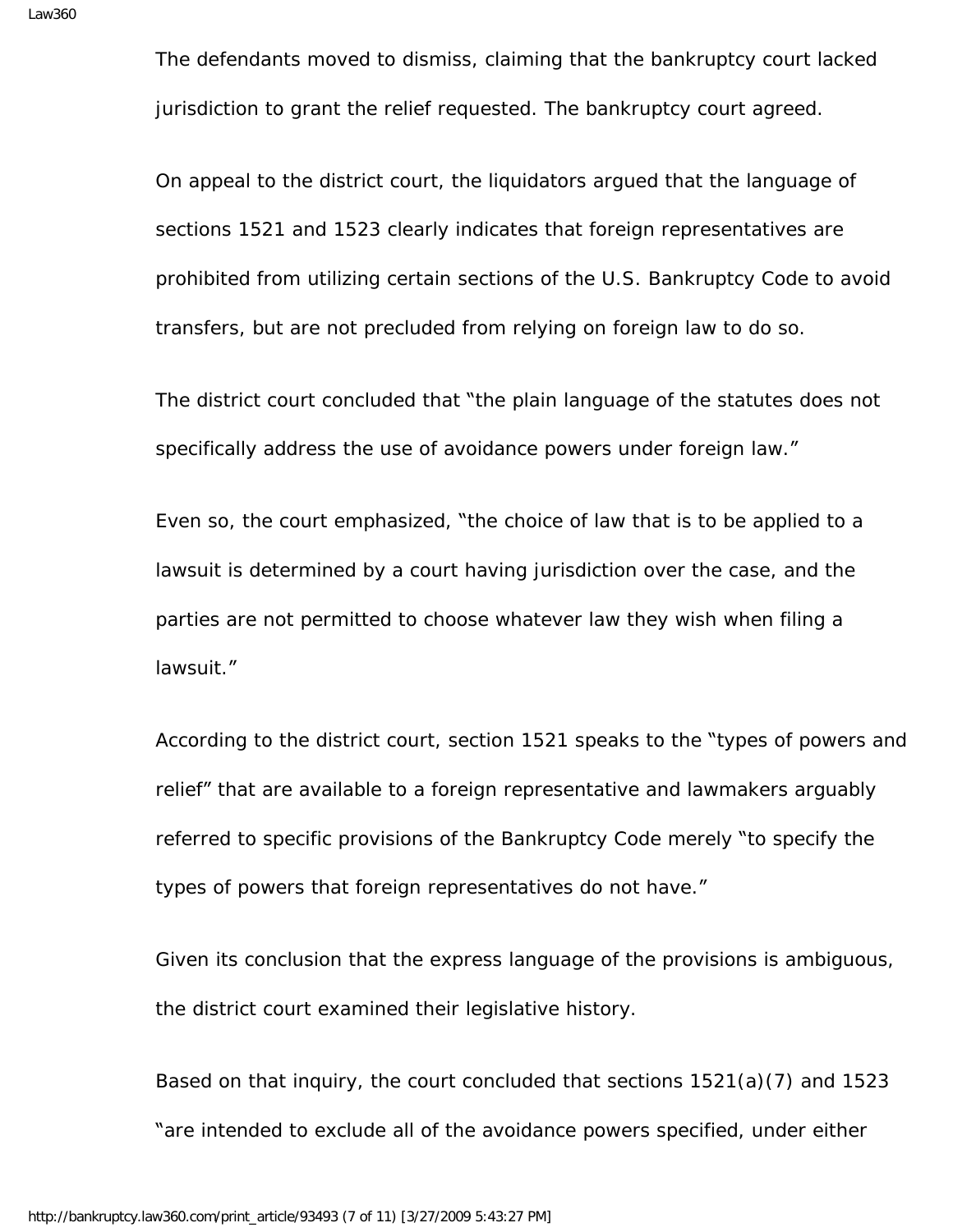The defendants moved to dismiss, claiming that the bankruptcy court lacked jurisdiction to grant the relief requested. The bankruptcy court agreed.

On appeal to the district court, the liquidators argued that the language of sections 1521 and 1523 clearly indicates that foreign representatives are prohibited from utilizing certain sections of the U.S. Bankruptcy Code to avoid transfers, but are not precluded from relying on foreign law to do so.

The district court concluded that "the plain language of the statutes does not specifically address the use of avoidance powers under foreign law."

Even so, the court emphasized, "the choice of law that is to be applied to a lawsuit is determined by a court having jurisdiction over the case, and the parties are not permitted to choose whatever law they wish when filing a lawsuit."

According to the district court, section 1521 speaks to the "types of powers and relief" that are available to a foreign representative and lawmakers arguably referred to specific provisions of the Bankruptcy Code merely "to specify the types of powers that foreign representatives do not have."

Given its conclusion that the express language of the provisions is ambiguous, the district court examined their legislative history.

Based on that inquiry, the court concluded that sections 1521(a)(7) and 1523 "are intended to exclude all of the avoidance powers specified, under either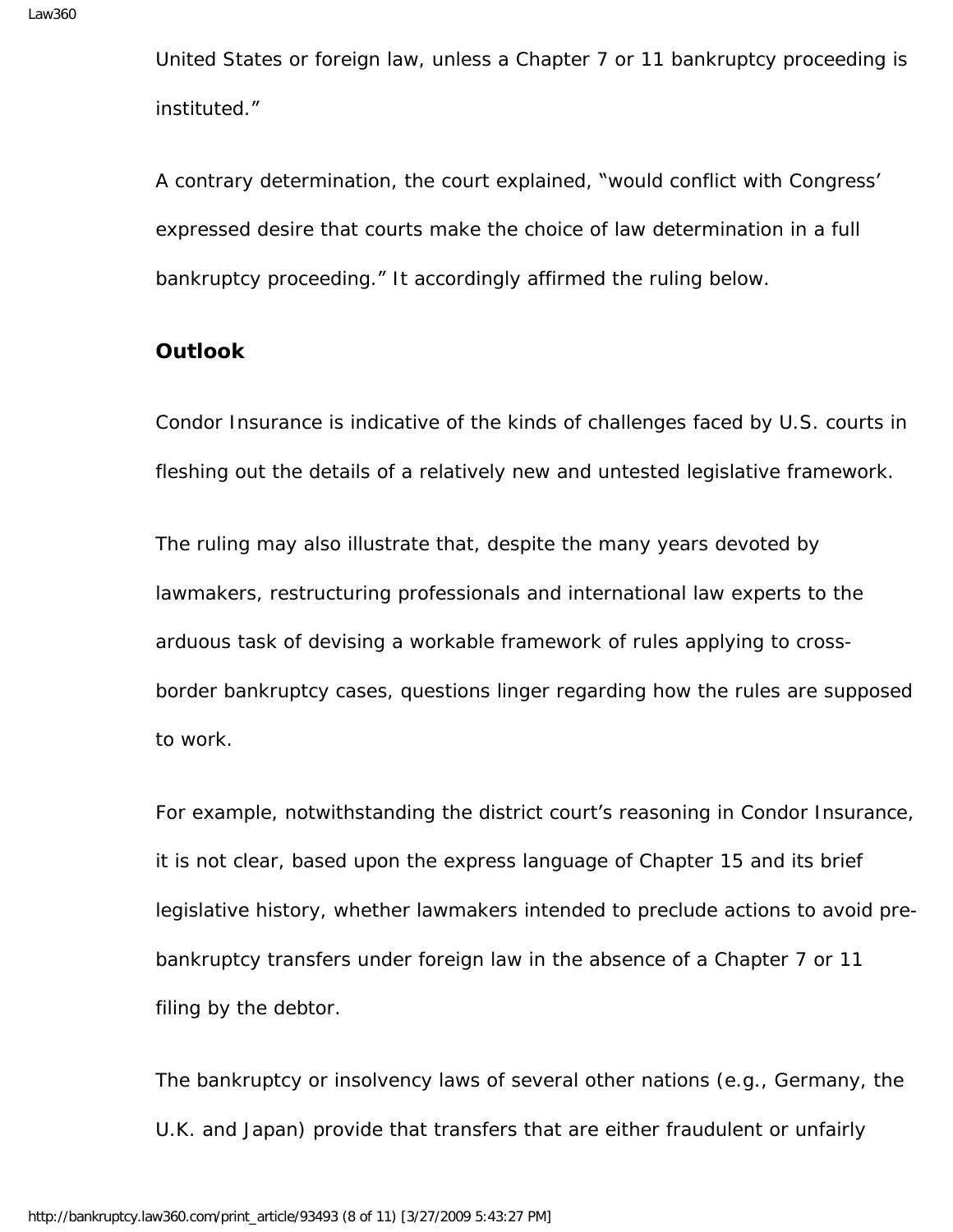United States or foreign law, unless a Chapter 7 or 11 bankruptcy proceeding is instituted."

A contrary determination, the court explained, "would conflict with Congress' expressed desire that courts make the choice of law determination in a full bankruptcy proceeding." It accordingly affirmed the ruling below.

**Outlook**

Condor Insurance is indicative of the kinds of challenges faced by U.S. courts in fleshing out the details of a relatively new and untested legislative framework.

The ruling may also illustrate that, despite the many years devoted by lawmakers, restructuring professionals and international law experts to the arduous task of devising a workable framework of rules applying to cross-border bankruptcy cases, questions linger regarding how the rules are supposed to work.

For example, notwithstanding the district court's reasoning in Condor Insurance, it is not clear, based upon the express language of Chapter 15 and its brief legislative history, whether lawmakers intended to preclude actions to avoid pre-bankruptcy transfers under foreign law in the absence of a Chapter 7 or 11 filing by the debtor.

The bankruptcy or insolvency laws of several other nations (e.g., Germany, the U.K. and Japan) provide that transfers that are either fraudulent or unfairly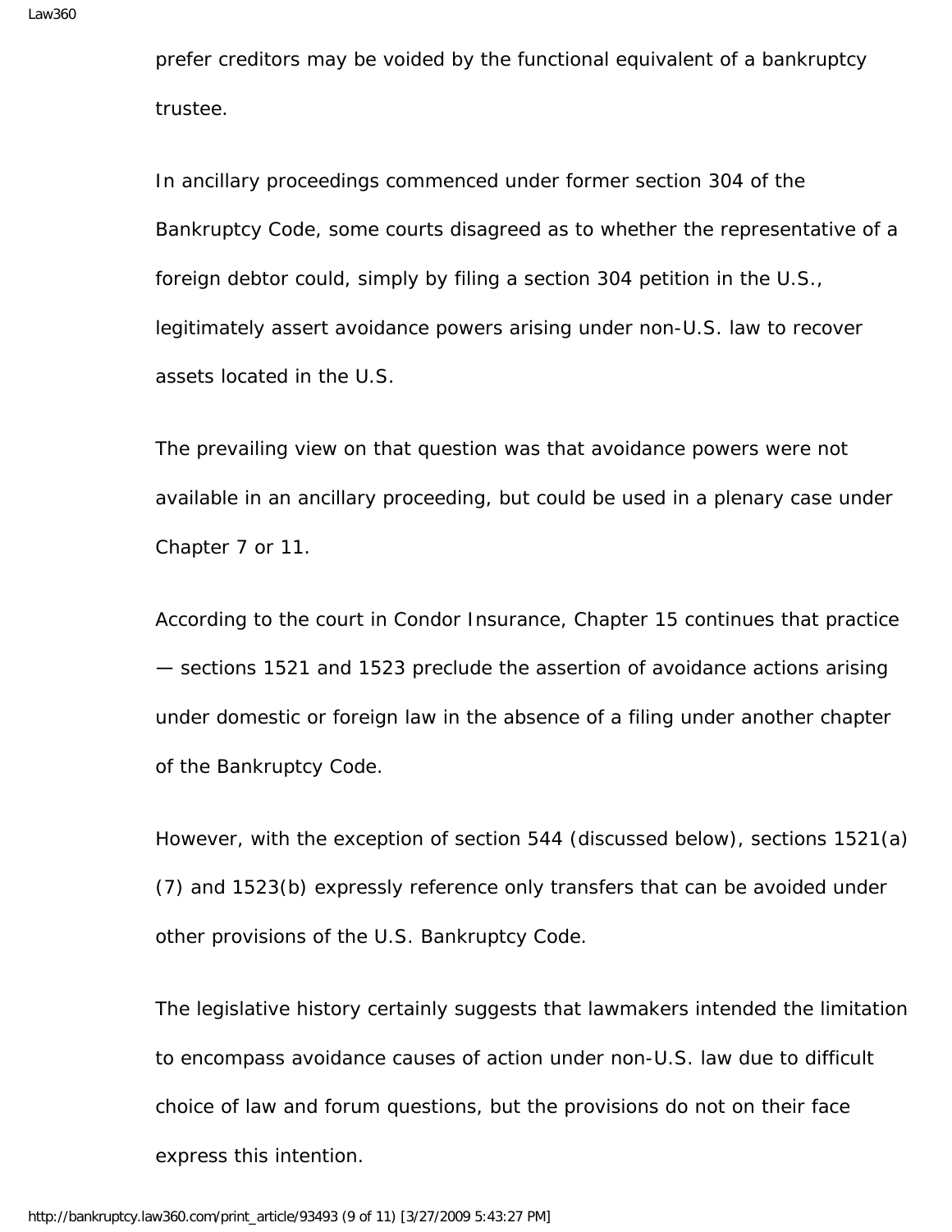prefer creditors may be voided by the functional equivalent of a bankruptcy trustee.

In ancillary proceedings commenced under former section 304 of the Bankruptcy Code, some courts disagreed as to whether the representative of a foreign debtor could, simply by filing a section 304 petition in the U.S., legitimately assert avoidance powers arising under non-U.S. law to recover assets located in the U.S.

The prevailing view on that question was that avoidance powers were not available in an ancillary proceeding, but could be used in a plenary case under Chapter 7 or 11.

According to the court in Condor Insurance, Chapter 15 continues that practice — sections 1521 and 1523 preclude the assertion of avoidance actions arising under domestic or foreign law in the absence of a filing under another chapter of the Bankruptcy Code.

However, with the exception of section 544 (discussed below), sections 1521(a)(7) and 1523(b) expressly reference only transfers that can be avoided under other provisions of the U.S. Bankruptcy Code.

The legislative history certainly suggests that lawmakers intended the limitation to encompass avoidance causes of action under non-U.S. law due to difficult choice of law and forum questions, but the provisions do not on their face express this intention.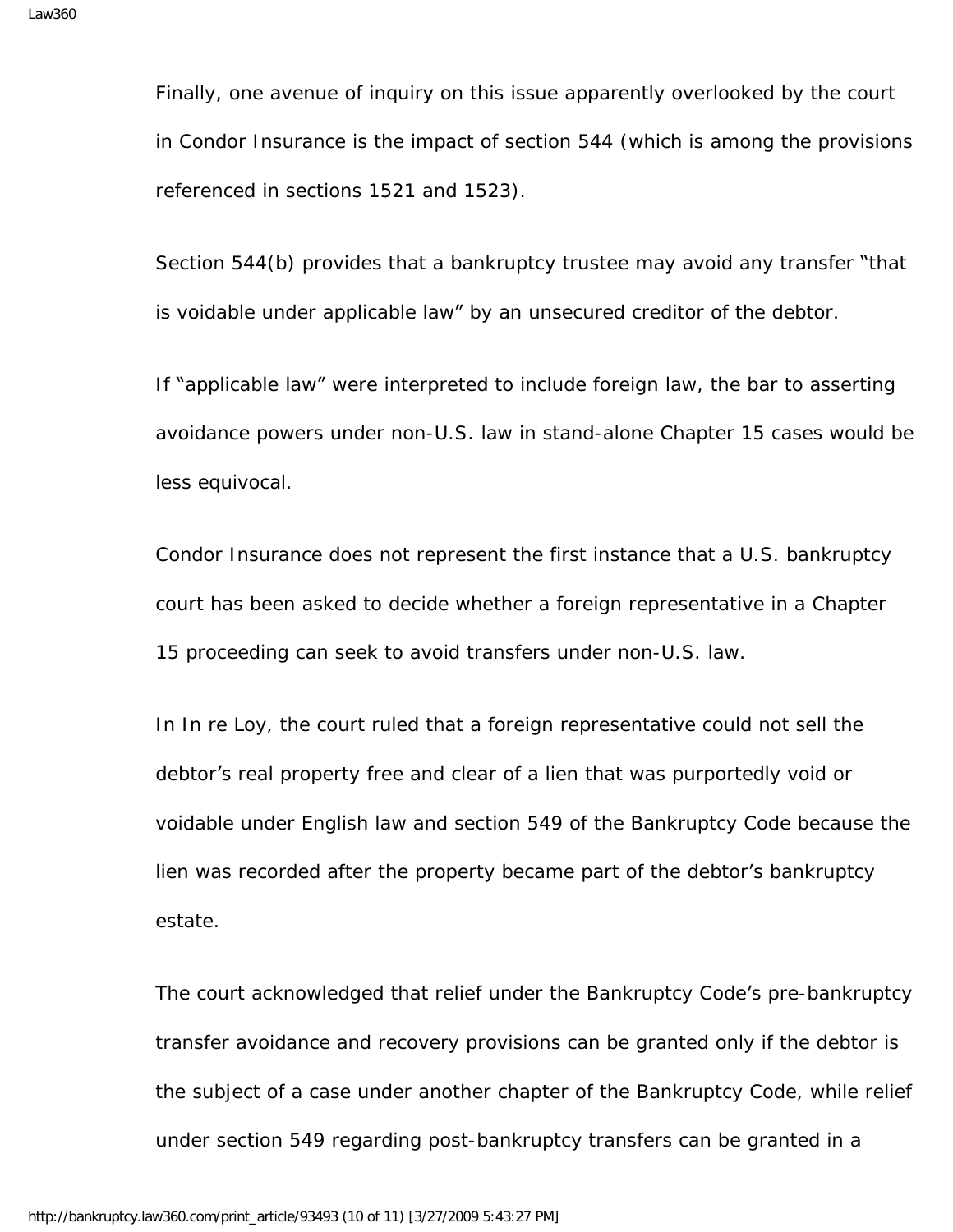Finally, one avenue of inquiry on this issue apparently overlooked by the court in Condor Insurance is the impact of section 544 (which is among the provisions referenced in sections 1521 and 1523).

Section 544(b) provides that a bankruptcy trustee may avoid any transfer “that is voidable under applicable law” by an unsecured creditor of the debtor.

If “applicable law” were interpreted to include foreign law, the bar to asserting avoidance powers under non-U.S. law in stand-alone Chapter 15 cases would be less equivocal.

Condor Insurance does not represent the first instance that a U.S. bankruptcy court has been asked to decide whether a foreign representative in a Chapter 15 proceeding can seek to avoid transfers under non-U.S. law.

In In re Loy, the court ruled that a foreign representative could not sell the debtor’s real property free and clear of a lien that was purportedly void or voidable under English law and section 549 of the Bankruptcy Code because the lien was recorded after the property became part of the debtor’s bankruptcy estate.

The court acknowledged that relief under the Bankruptcy Code’s pre-bankruptcy transfer avoidance and recovery provisions can be granted only if the debtor is the subject of a case under another chapter of the Bankruptcy Code, while relief under section 549 regarding post-bankruptcy transfers can be granted in a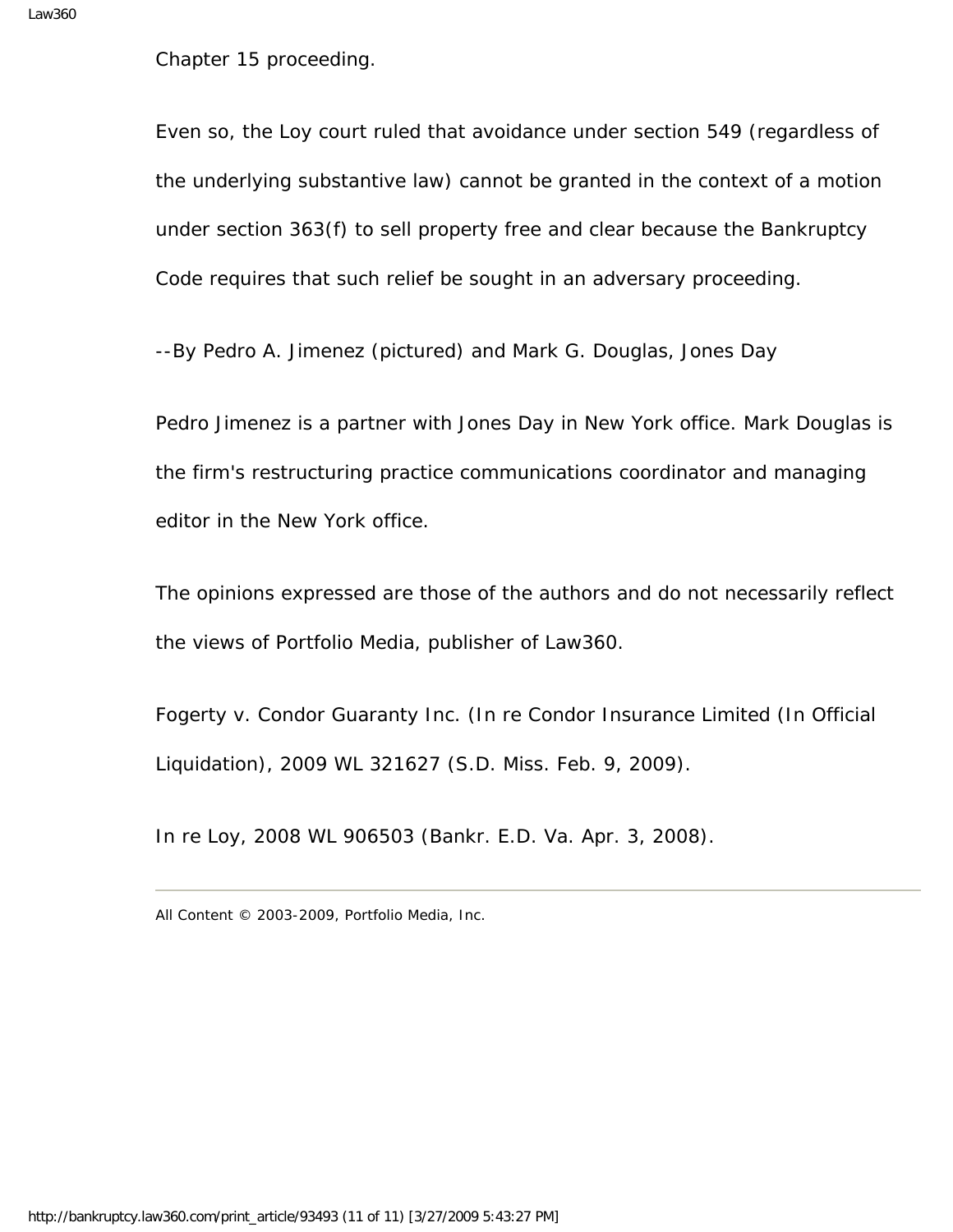Chapter 15 proceeding.

Even so, the Loy court ruled that avoidance under section 549 (regardless of the underlying substantive law) cannot be granted in the context of a motion under section 363(f) to sell property free and clear because the Bankruptcy Code requires that such relief be sought in an adversary proceeding.

--By Pedro A. Jimenez (pictured) and Mark G. Douglas, Jones Day

Pedro Jimenez is a partner with Jones Day in New York office. Mark Douglas is the firm's restructuring practice communications coordinator and managing editor in the New York office.

The opinions expressed are those of the authors and do not necessarily reflect the views of Portfolio Media, publisher of Law360.

Fogerty v. Condor Guaranty Inc. (In re Condor Insurance Limited (In Official Liquidation), 2009 WL 321627 (S.D. Miss. Feb. 9, 2009).

In re Loy, 2008 WL 906503 (Bankr. E.D. Va. Apr. 3, 2008).

---

All Content © 2003-2009, Portfolio Media, Inc.